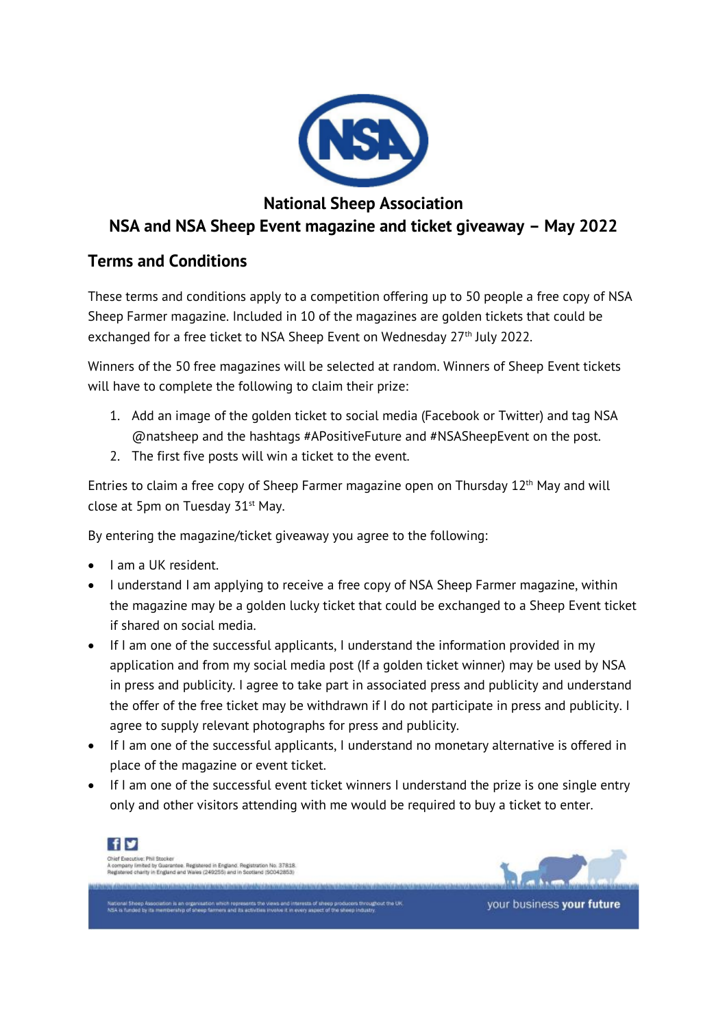# National Sheep Association

## NSA and NSA Sheep Event magazine and ticket giveaway – May 2022

### Terms and Conditions

These terms and conditions apply to a competition offering up to 50 people a free copy of NSA Sheep Farmer magazine. Included in 10 of the magazines are golden tickets that could be exchanged for a free ticket to NSA Sheep Event on Wednesday 27th July 2022.

Winners of the 50 free magazines will be selected at random. Winners of Sheep Event tickets will have to complete the following to claim their prize:

1. Add an image of the golden ticket to social media (Facebook or Twitter) and tag NSA @natsheep and the hashtags #APositiveFuture and #NSASheepEvent on the post.
2. The first five posts will win a ticket to the event.

Entries to claim a free copy of Sheep Farmer magazine open on Thursday 12th May and will close at 5pm on Tuesday 31st May.

By entering the magazine/ticket giveaway you agree to the following:

- I am a UK resident.
- I understand I am applying to receive a free copy of NSA Sheep Farmer magazine, within the magazine may be a golden lucky ticket that could be exchanged to a Sheep Event ticket if shared on social media.
- If I am one of the successful applicants, I understand the information provided in my application and from my social media post (If a golden ticket winner) may be used by NSA in press and publicity. I agree to take part in associated press and publicity and understand the offer of the free ticket may be withdrawn if I do not participate in press and publicity. I agree to supply relevant photographs for press and publicity.
- If I am one of the successful applicants, I understand no monetary alternative is offered in place of the magazine or event ticket.
- If I am one of the successful event ticket winners I understand the prize is one single entry only and other visitors attending with me would be required to buy a ticket to enter.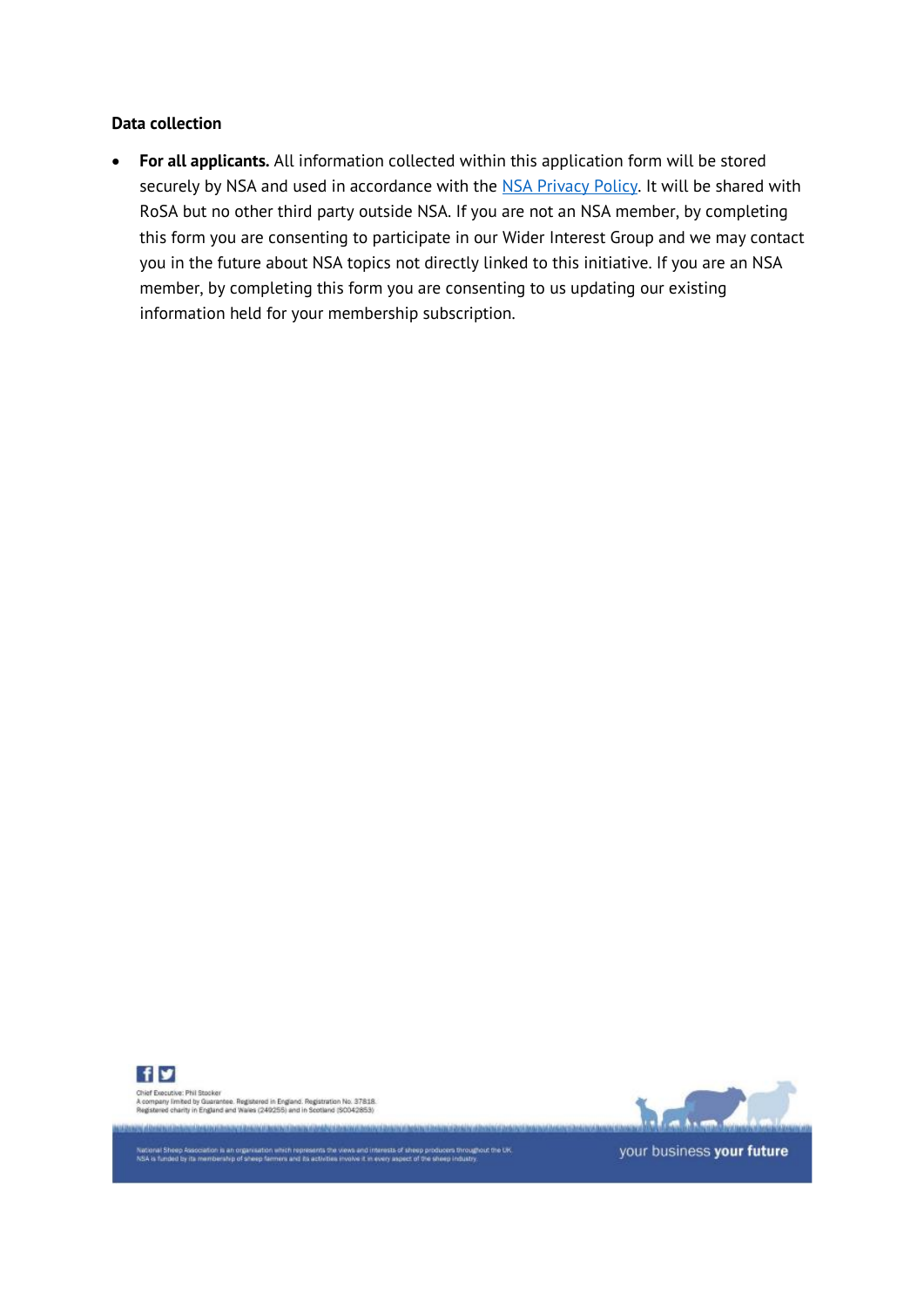**Data collection**

- **For all applicants.** All information collected within this application form will be stored securely by NSA and used in accordance with the [NSA Privacy Policy](). It will be shared with RoSA but no other third party outside NSA. If you are not an NSA member, by completing this form you are consenting to participate in our Wider Interest Group and we may contact you in the future about NSA topics not directly linked to this initiative. If you are an NSA member, by completing this form you are consenting to us updating our existing information held for your membership subscription.